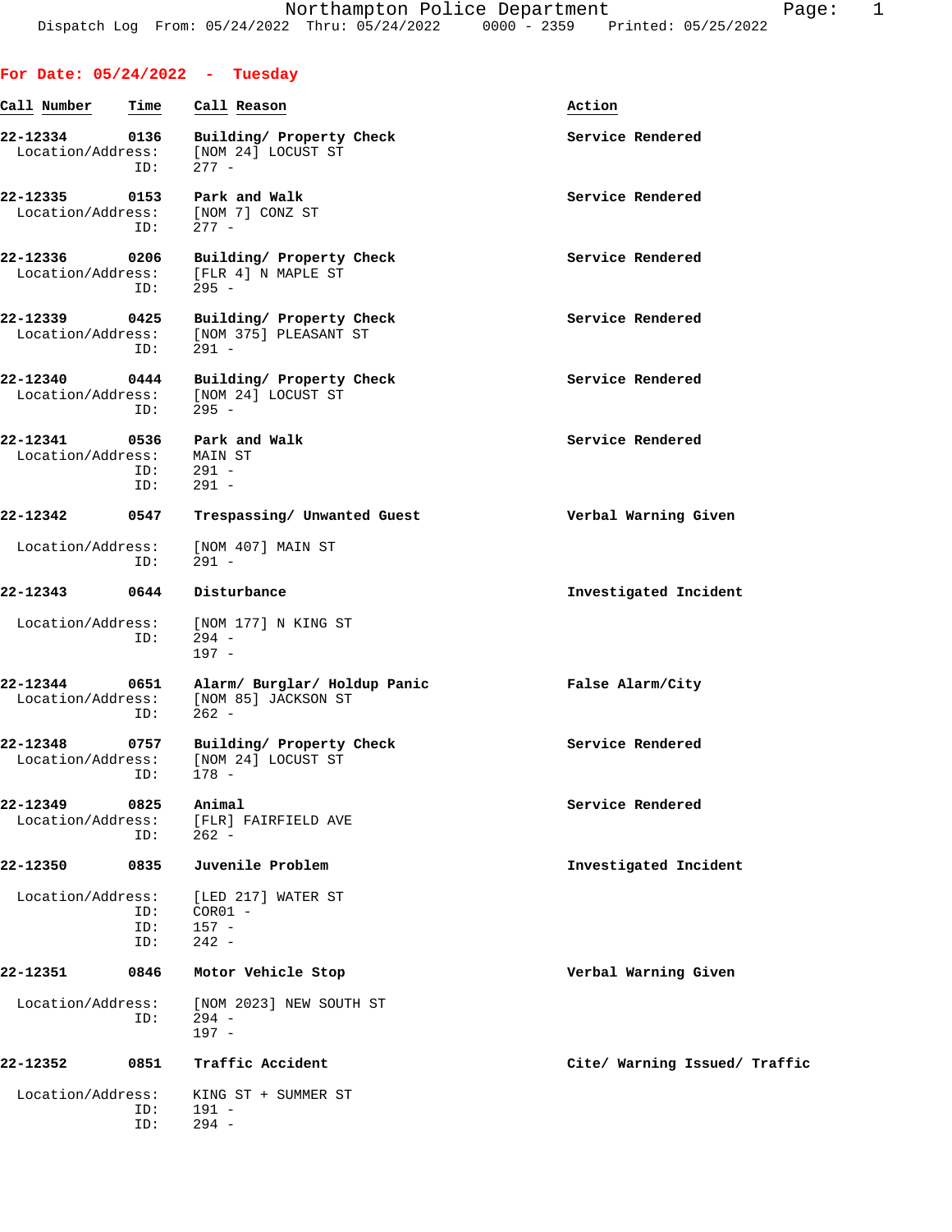Northampton Police Department
Dispatch Log From: 05/24/2022 Thru: 05/24/2022 0000 - 2359 Printed: 05/25/2022

## For Date: 05/24/2022 - Tuesday

| Call Number | Time | Call Reason | Action |
|---|---|---|---|
| 22-12334 | 0136 | Building/ Property Check | Service Rendered |
| Location/Address: | | [NOM 24] LOCUST ST | |
| ID: | | 277 - | |
| 22-12335 | 0153 | Park and Walk | Service Rendered |
| Location/Address: | | [NOM 7] CONZ ST | |
| ID: | | 277 - | |
| 22-12336 | 0206 | Building/ Property Check | Service Rendered |
| Location/Address: | | [FLR 4] N MAPLE ST | |
| ID: | | 295 - | |
| 22-12339 | 0425 | Building/ Property Check | Service Rendered |
| Location/Address: | | [NOM 375] PLEASANT ST | |
| ID: | | 291 - | |
| 22-12340 | 0444 | Building/ Property Check | Service Rendered |
| Location/Address: | | [NOM 24] LOCUST ST | |
| ID: | | 295 - | |
| 22-12341 | 0536 | Park and Walk | Service Rendered |
| Location/Address: | | MAIN ST | |
| ID: | | 291 - | |
| ID: | | 291 - | |
| 22-12342 | 0547 | Trespassing/ Unwanted Guest | Verbal Warning Given |
| Location/Address: | | [NOM 407] MAIN ST | |
| ID: | | 291 - | |
| 22-12343 | 0644 | Disturbance | Investigated Incident |
| Location/Address: | | [NOM 177] N KING ST | |
| ID: | | 294 - | |
| | | 197 - | |
| 22-12344 | 0651 | Alarm/ Burglar/ Holdup Panic | False Alarm/City |
| Location/Address: | | [NOM 85] JACKSON ST | |
| ID: | | 262 - | |
| 22-12348 | 0757 | Building/ Property Check | Service Rendered |
| Location/Address: | | [NOM 24] LOCUST ST | |
| ID: | | 178 - | |
| 22-12349 | 0825 | Animal | Service Rendered |
| Location/Address: | | [FLR] FAIRFIELD AVE | |
| ID: | | 262 - | |
| 22-12350 | 0835 | Juvenile Problem | Investigated Incident |
| Location/Address: | | [LED 217] WATER ST | |
| ID: | | COR01 - | |
| ID: | | 157 - | |
| ID: | | 242 - | |
| 22-12351 | 0846 | Motor Vehicle Stop | Verbal Warning Given |
| Location/Address: | | [NOM 2023] NEW SOUTH ST | |
| ID: | | 294 - | |
| | | 197 - | |
| 22-12352 | 0851 | Traffic Accident | Cite/ Warning Issued/ Traffic |
| Location/Address: | | KING ST + SUMMER ST | |
| ID: | | 191 - | |
| ID: | | 294 - | |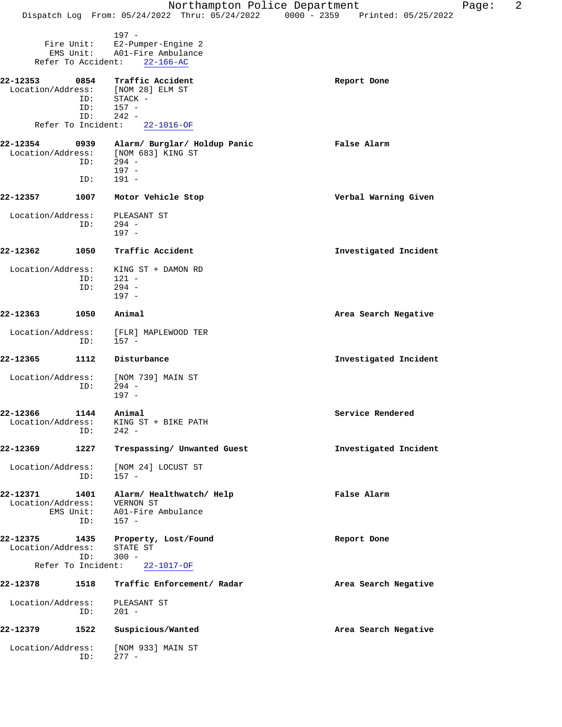197 -
Fire Unit: E2-Pumper-Engine 2
EMS Unit: A01-Fire Ambulance
Refer To Accident: 22-166-AC

**22-12353** **0854** **Traffic Accident** **Report Done**
Location/Address: [NOM 28] ELM ST
ID: STACK -
ID: 157 -
ID: 242 -
Refer To Incident: 22-1016-OF

**22-12354** **0939** **Alarm/ Burglar/ Holdup Panic** **False Alarm**
Location/Address: [NOM 683] KING ST
ID: 294 -
197 -
ID: 191 -

**22-12357** **1007** **Motor Vehicle Stop** **Verbal Warning Given**
Location/Address: PLEASANT ST
ID: 294 -
197 -

**22-12362** **1050** **Traffic Accident** **Investigated Incident**
Location/Address: KING ST + DAMON RD
ID: 121 -
ID: 294 -
197 -

**22-12363** **1050** **Animal** **Area Search Negative**
Location/Address: [FLR] MAPLEWOOD TER
ID: 157 -

**22-12365** **1112** **Disturbance** **Investigated Incident**
Location/Address: [NOM 739] MAIN ST
ID: 294 -
197 -

**22-12366** **1144** **Animal** **Service Rendered**
Location/Address: KING ST + BIKE PATH
ID: 242 -

**22-12369** **1227** **Trespassing/ Unwanted Guest** **Investigated Incident**
Location/Address: [NOM 24] LOCUST ST
ID: 157 -

**22-12371** **1401** **Alarm/ Healthwatch/ Help** **False Alarm**
Location/Address: VERNON ST
EMS Unit: A01-Fire Ambulance
ID: 157 -

**22-12375** **1435** **Property, Lost/Found** **Report Done**
Location/Address: STATE ST
ID: 300 -
Refer To Incident: 22-1017-OF

**22-12378** **1518** **Traffic Enforcement/ Radar** **Area Search Negative**
Location/Address: PLEASANT ST
ID: 201 -

**22-12379** **1522** **Suspicious/Wanted** **Area Search Negative**
Location/Address: [NOM 933] MAIN ST
ID: 277 -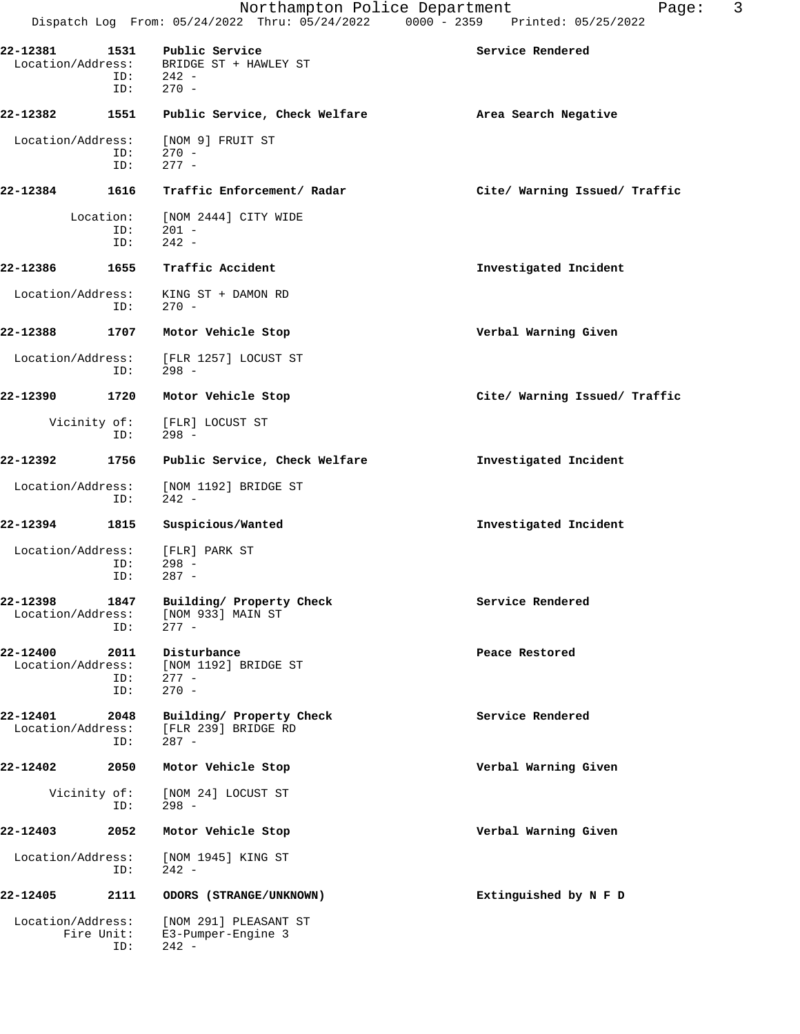**22-12381 1531 Public Service** — Service Rendered

Location/Address: BRIDGE ST + HAWLEY ST
ID: 242 -
ID: 270 -

**22-12382 1551 Public Service, Check Welfare** — Area Search Negative

Location/Address: [NOM 9] FRUIT ST
ID: 270 -
ID: 277 -

**22-12384 1616 Traffic Enforcement/ Radar** — Cite/ Warning Issued/ Traffic

Location: [NOM 2444] CITY WIDE
ID: 201 -
ID: 242 -

**22-12386 1655 Traffic Accident** — Investigated Incident

Location/Address: KING ST + DAMON RD
ID: 270 -

**22-12388 1707 Motor Vehicle Stop** — Verbal Warning Given

Location/Address: [FLR 1257] LOCUST ST
ID: 298 -

**22-12390 1720 Motor Vehicle Stop** — Cite/ Warning Issued/ Traffic

Vicinity of: [FLR] LOCUST ST
ID: 298 -

**22-12392 1756 Public Service, Check Welfare** — Investigated Incident

Location/Address: [NOM 1192] BRIDGE ST
ID: 242 -

**22-12394 1815 Suspicious/Wanted** — Investigated Incident

Location/Address: [FLR] PARK ST
ID: 298 -
ID: 287 -

**22-12398 1847 Building/ Property Check** — Service Rendered

Location/Address: [NOM 933] MAIN ST
ID: 277 -

**22-12400 2011 Disturbance** — Peace Restored

Location/Address: [NOM 1192] BRIDGE ST
ID: 277 -
ID: 270 -

**22-12401 2048 Building/ Property Check** — Service Rendered

Location/Address: [FLR 239] BRIDGE RD
ID: 287 -

**22-12402 2050 Motor Vehicle Stop** — Verbal Warning Given

Vicinity of: [NOM 24] LOCUST ST
ID: 298 -

**22-12403 2052 Motor Vehicle Stop** — Verbal Warning Given

Location/Address: [NOM 1945] KING ST
ID: 242 -

**22-12405 2111 ODORS (STRANGE/UNKNOWN)** — Extinguished by N F D

Location/Address: [NOM 291] PLEASANT ST
Fire Unit: E3-Pumper-Engine 3
ID: 242 -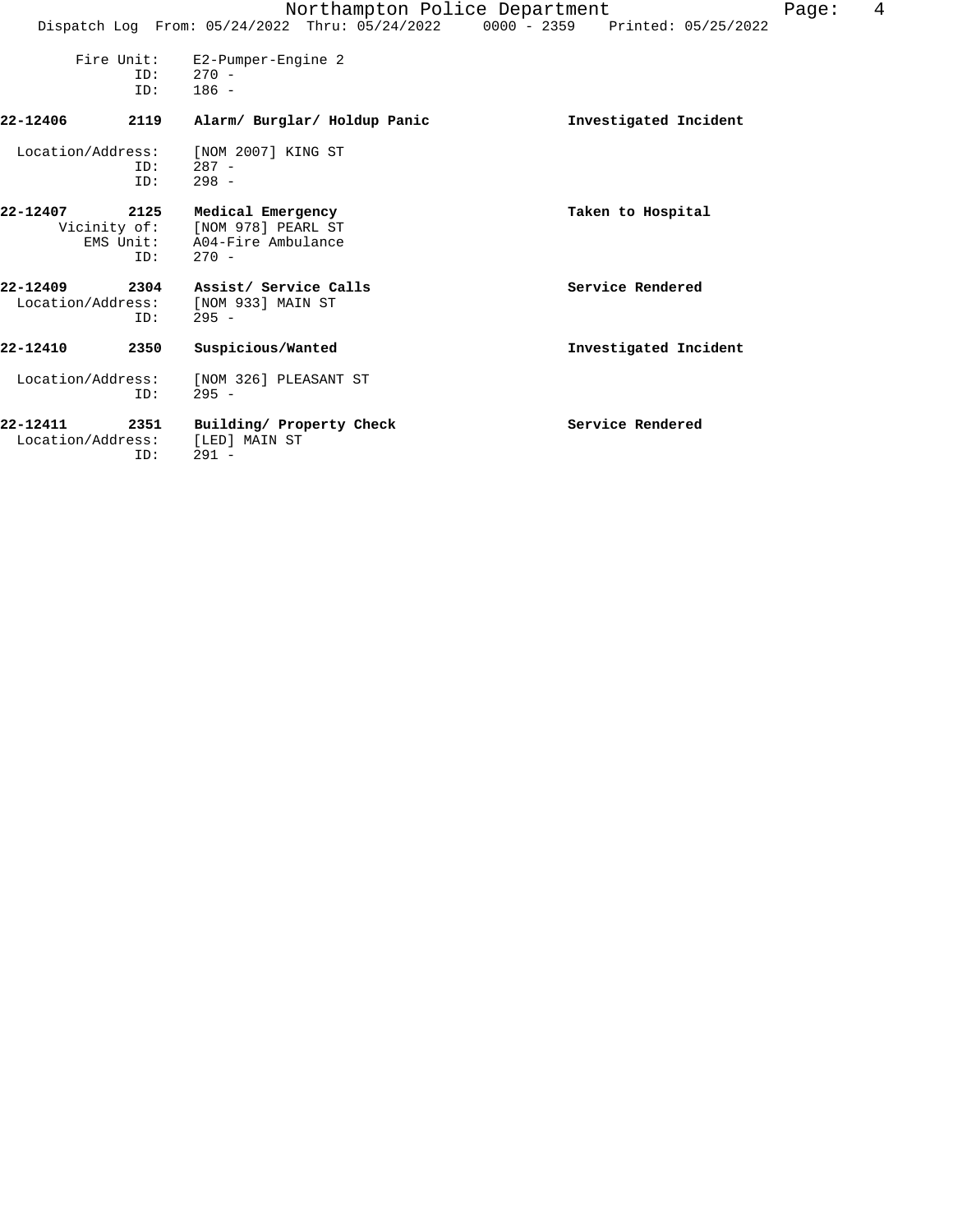Fire Unit: E2-Pumper-Engine 2
ID: 270 -
ID: 186 -

**22-12406 2119 Alarm/ Burglar/ Holdup Panic** **Investigated Incident**

Location/Address: [NOM 2007] KING ST
ID: 287 -
ID: 298 -

**22-12407 2125 Medical Emergency** **Taken to Hospital**
Vicinity of: [NOM 978] PEARL ST
EMS Unit: A04-Fire Ambulance
ID: 270 -

**22-12409 2304 Assist/ Service Calls** **Service Rendered**
Location/Address: [NOM 933] MAIN ST
ID: 295 -

**22-12410 2350 Suspicious/Wanted** **Investigated Incident**

Location/Address: [NOM 326] PLEASANT ST
ID: 295 -

**22-12411 2351 Building/ Property Check** **Service Rendered**
Location/Address: [LED] MAIN ST
ID: 291 -